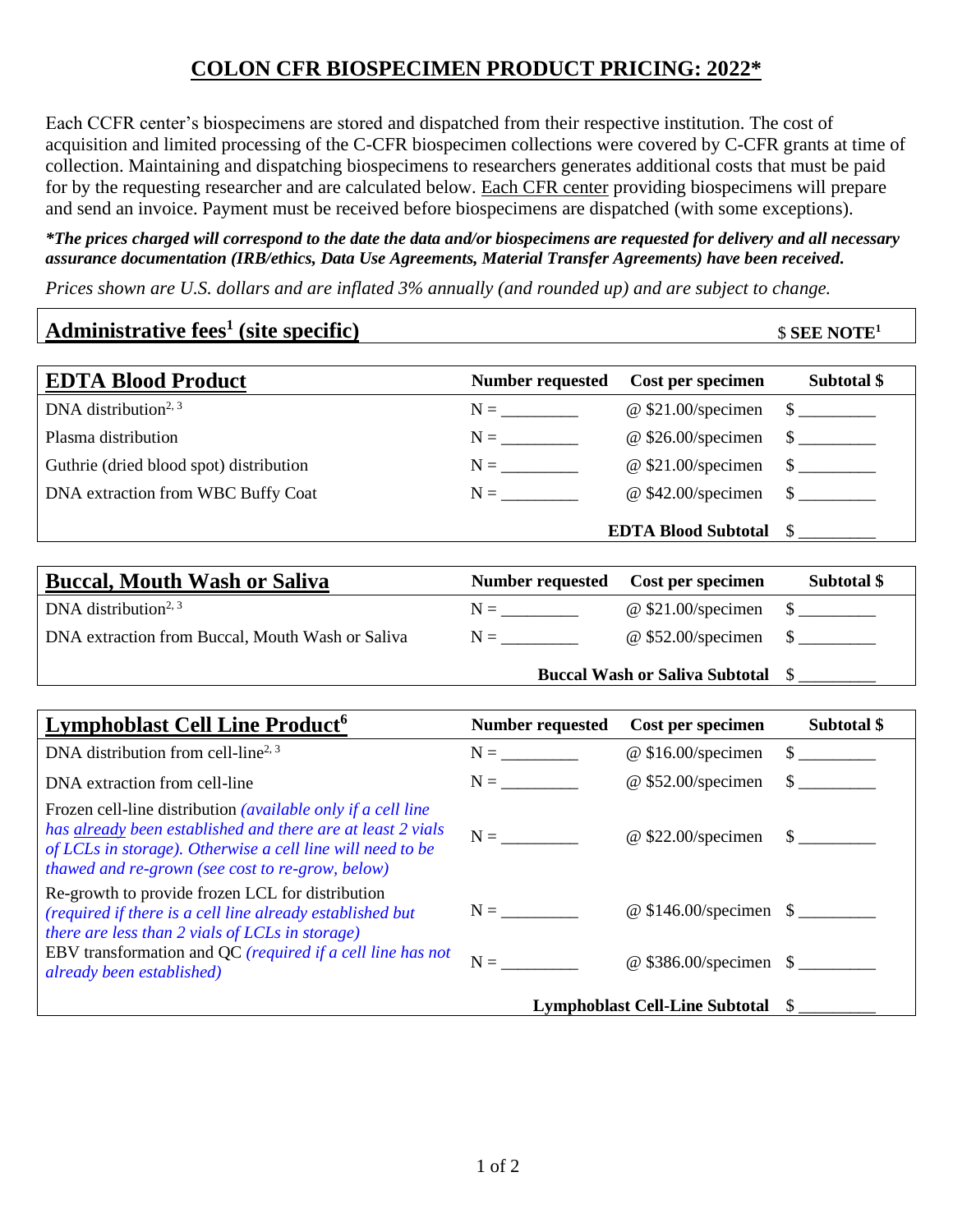# COLON CFR BIOSPECIMEN PRODUCT PRICING: 2022*

Each CCFR center's biospecimens are stored and dispatched from their respective institution. The cost of acquisition and limited processing of the C-CFR biospecimen collections were covered by C-CFR grants at time of collection. Maintaining and dispatching biospecimens to researchers generates additional costs that must be paid for by the requesting researcher and are calculated below. Each CFR center providing biospecimens will prepare and send an invoice. Payment must be received before biospecimens are dispatched (with some exceptions).

***The prices charged will correspond to the date the data and/or biospecimens are requested for delivery and all necessary assurance documentation (IRB/ethics, Data Use Agreements, Material Transfer Agreements) have been received.***

*Prices shown are U.S. dollars and are inflated 3% annually (and rounded up) and are subject to change.*

| **Administrative fees[1] (site specific)** | **$ SEE NOTE[1]** |
|---|---|

| **EDTA Blood Product** | **Number requested** | **Cost per specimen** | **Subtotal $** |
|---|---|---|---|
| DNA distribution[2, 3] | N = _________ | @ $21.00/specimen | $ _________ |
| Plasma distribution | N = _________ | @ $26.00/specimen | $ _________ |
| Guthrie (dried blood spot) distribution | N = _________ | @ $21.00/specimen | $ _________ |
| DNA extraction from WBC Buffy Coat | N = _________ | @ $42.00/specimen | $ _________ |
| | | **EDTA Blood Subtotal** | $ _________ |

| **Buccal, Mouth Wash or Saliva** | **Number requested** | **Cost per specimen** | **Subtotal $** |
|---|---|---|---|
| DNA distribution[2, 3] | N = _________ | @ $21.00/specimen | $ _________ |
| DNA extraction from Buccal, Mouth Wash or Saliva | N = _________ | @ $52.00/specimen | $ _________ |
| | | **Buccal Wash or Saliva Subtotal** | $ _________ |

| **Lymphoblast Cell Line Product[6]** | **Number requested** | **Cost per specimen** | **Subtotal $** |
|---|---|---|---|
| DNA distribution from cell-line[2, 3] | N = _________ | @ $16.00/specimen | $ _________ |
| DNA extraction from cell-line | N = _________ | @ $52.00/specimen | $ _________ |
| Frozen cell-line distribution *(available only if a cell line has already been established and there are at least 2 vials of LCLs in storage). Otherwise a cell line will need to be thawed and re-grown (see cost to re-grow, below)* | N = _________ | @ $22.00/specimen | $ _________ |
| Re-growth to provide frozen LCL for distribution *(required if there is a cell line already established but there are less than 2 vials of LCLs in storage)* | N = _________ | @ $146.00/specimen | $ _________ |
| EBV transformation and QC *(required if a cell line has not already been established)* | N = _________ | @ $386.00/specimen | $ _________ |
| | | **Lymphoblast Cell-Line Subtotal** | $ _________ |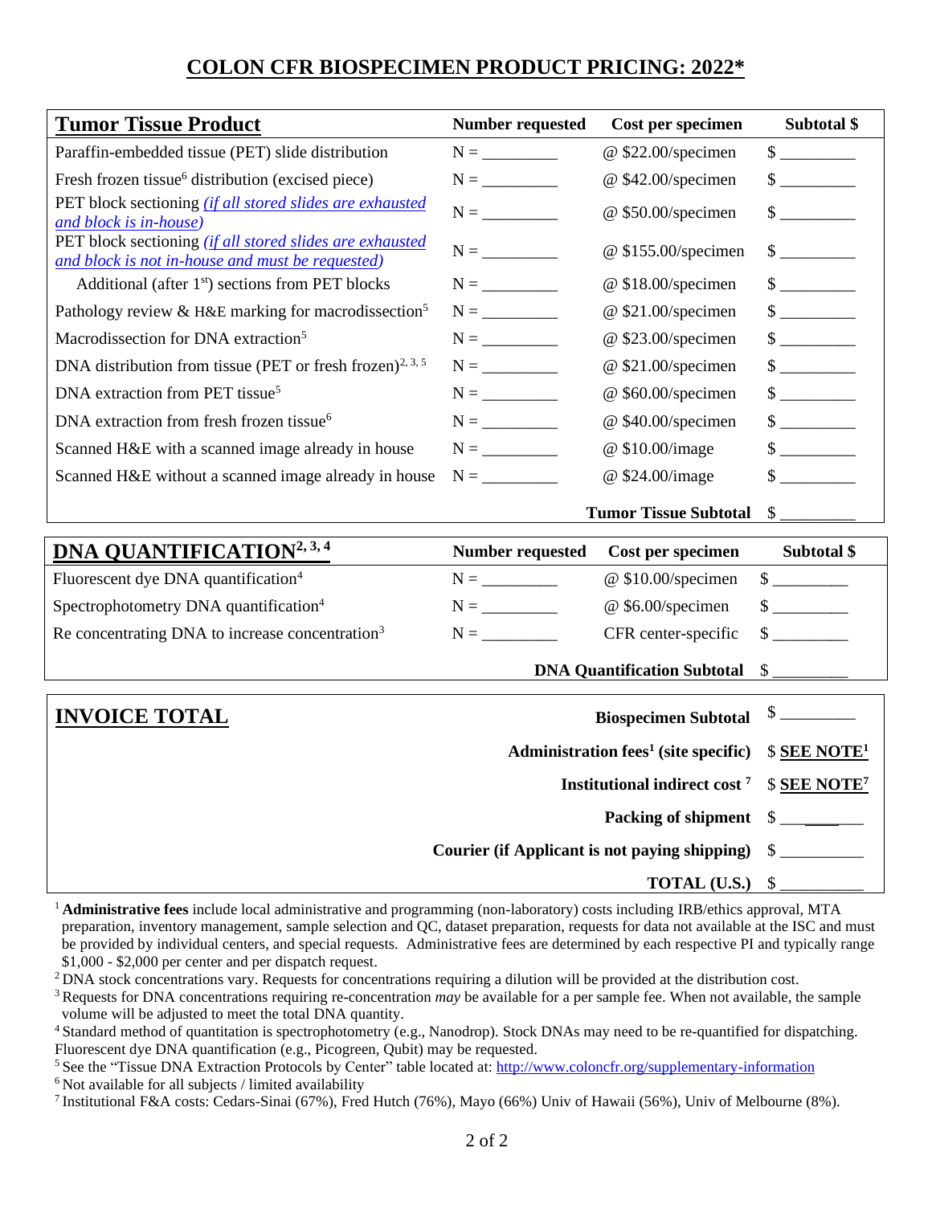# COLON CFR BIOSPECIMEN PRODUCT PRICING: 2022*

| Tumor Tissue Product | Number requested | Cost per specimen | Subtotal $ |
|---|---|---|---|
| Paraffin-embedded tissue (PET) slide distribution | N = _________ | @ $22.00/specimen | $ _________ |
| Fresh frozen tissue[6] distribution (excised piece) | N = _________ | @ $42.00/specimen | $ _________ |
| PET block sectioning *(if all stored slides are exhausted and block is in-house)* | N = _________ | @ $50.00/specimen | $ _________ |
| PET block sectioning *(if all stored slides are exhausted and block is not in-house and must be requested)* | N = _________ | @ $155.00/specimen | $ _________ |
| Additional (after 1st) sections from PET blocks | N = _________ | @ $18.00/specimen | $ _________ |
| Pathology review & H&E marking for macrodissection[5] | N = _________ | @ $21.00/specimen | $ _________ |
| Macrodissection for DNA extraction[5] | N = _________ | @ $23.00/specimen | $ _________ |
| DNA distribution from tissue (PET or fresh frozen)[2, 3, 5] | N = _________ | @ $21.00/specimen | $ _________ |
| DNA extraction from PET tissue[5] | N = _________ | @ $60.00/specimen | $ _________ |
| DNA extraction from fresh frozen tissue[6] | N = _________ | @ $40.00/specimen | $ _________ |
| Scanned H&E with a scanned image already in house | N = _________ | @ $10.00/image | $ _________ |
| Scanned H&E without a scanned image already in house | N = _________ | @ $24.00/image | $ _________ |
| | | **Tumor Tissue Subtotal** | $ _________ |

| DNA QUANTIFICATION[2, 3, 4] | Number requested | Cost per specimen | Subtotal $ |
|---|---|---|---|
| Fluorescent dye DNA quantification[4] | N = _________ | @ $10.00/specimen | $ _________ |
| Spectrophotometry DNA quantification[4] | N = _________ | @ $6.00/specimen | $ _________ |
| Re concentrating DNA to increase concentration[3] | N = _________ | CFR center-specific | $ _________ |
| | | **DNA Quantification Subtotal** | $ _________ |

| INVOICE TOTAL | |
|---|---|
| **Biospecimen Subtotal** | $ _________ |
| **Administration fees[1] (site specific)** | $ **SEE NOTE[1]** |
| **Institutional indirect cost [7]** | $ **SEE NOTE[7]** |
| **Packing of shipment** | $ _________ |
| **Courier (if Applicant is not paying shipping)** | $ _________ |
| **TOTAL (U.S.)** | $ _________ |

[1] **Administrative fees** include local administrative and programming (non-laboratory) costs including IRB/ethics approval, MTA preparation, inventory management, sample selection and QC, dataset preparation, requests for data not available at the ISC and must be provided by individual centers, and special requests. Administrative fees are determined by each respective PI and typically range $1,000 - $2,000 per center and per dispatch request.

[2] DNA stock concentrations vary. Requests for concentrations requiring a dilution will be provided at the distribution cost.

[3] Requests for DNA concentrations requiring re-concentration *may* be available for a per sample fee. When not available, the sample volume will be adjusted to meet the total DNA quantity.

[4] Standard method of quantitation is spectrophotometry (e.g., Nanodrop). Stock DNAs may need to be re-quantified for dispatching. Fluorescent dye DNA quantification (e.g., Picogreen, Qubit) may be requested.

[5] See the "Tissue DNA Extraction Protocols by Center" table located at: http://www.coloncfr.org/supplementary-information

[6] Not available for all subjects / limited availability

[7] Institutional F&A costs: Cedars-Sinai (67%), Fred Hutch (76%), Mayo (66%) Univ of Hawaii (56%), Univ of Melbourne (8%).